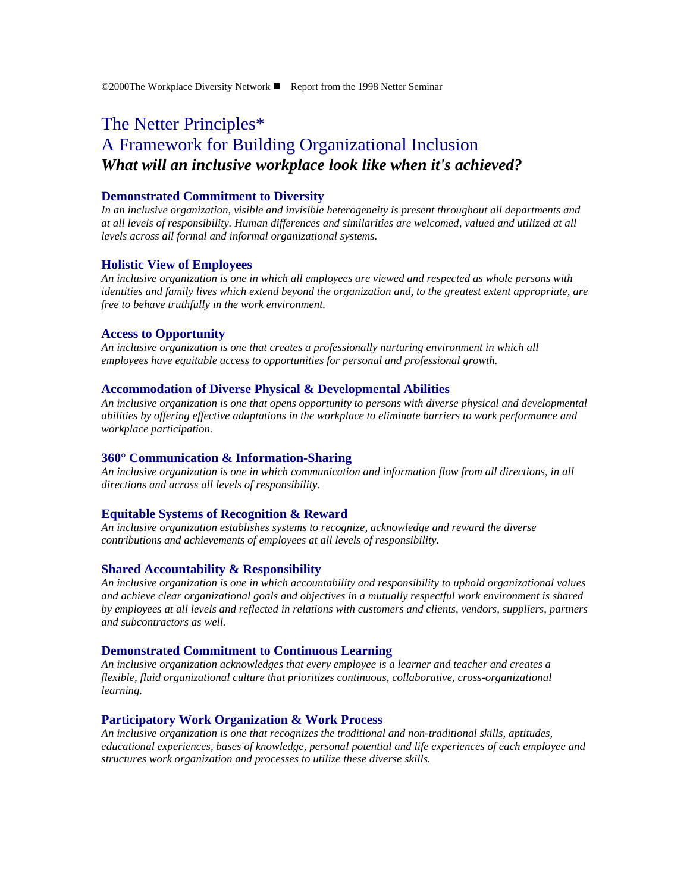©2000The Workplace Diversity Network ■ Report from the 1998 Netter Seminar

# The Netter Principles*
# A Framework for Building Organizational Inclusion
## *What will an inclusive workplace look like when it's achieved?*

### Demonstrated Commitment to Diversity
*In an inclusive organization, visible and invisible heterogeneity is present throughout all departments and at all levels of responsibility. Human differences and similarities are welcomed, valued and utilized at all levels across all formal and informal organizational systems.*

### Holistic View of Employees
*An inclusive organization is one in which all employees are viewed and respected as whole persons with identities and family lives which extend beyond the organization and, to the greatest extent appropriate, are free to behave truthfully in the work environment.*

### Access to Opportunity
*An inclusive organization is one that creates a professionally nurturing environment in which all employees have equitable access to opportunities for personal and professional growth.*

### Accommodation of Diverse Physical & Developmental Abilities
*An inclusive organization is one that opens opportunity to persons with diverse physical and developmental abilities by offering effective adaptations in the workplace to eliminate barriers to work performance and workplace participation.*

### 360° Communication & Information-Sharing
*An inclusive organization is one in which communication and information flow from all directions, in all directions and across all levels of responsibility.*

### Equitable Systems of Recognition & Reward
*An inclusive organization establishes systems to recognize, acknowledge and reward the diverse contributions and achievements of employees at all levels of responsibility.*

### Shared Accountability & Responsibility
*An inclusive organization is one in which accountability and responsibility to uphold organizational values and achieve clear organizational goals and objectives in a mutually respectful work environment is shared by employees at all levels and reflected in relations with customers and clients, vendors, suppliers, partners and subcontractors as well.*

### Demonstrated Commitment to Continuous Learning
*An inclusive organization acknowledges that every employee is a learner and teacher and creates a flexible, fluid organizational culture that prioritizes continuous, collaborative, cross-organizational learning.*

### Participatory Work Organization & Work Process
*An inclusive organization is one that recognizes the traditional and non-traditional skills, aptitudes, educational experiences, bases of knowledge, personal potential and life experiences of each employee and structures work organization and processes to utilize these diverse skills.*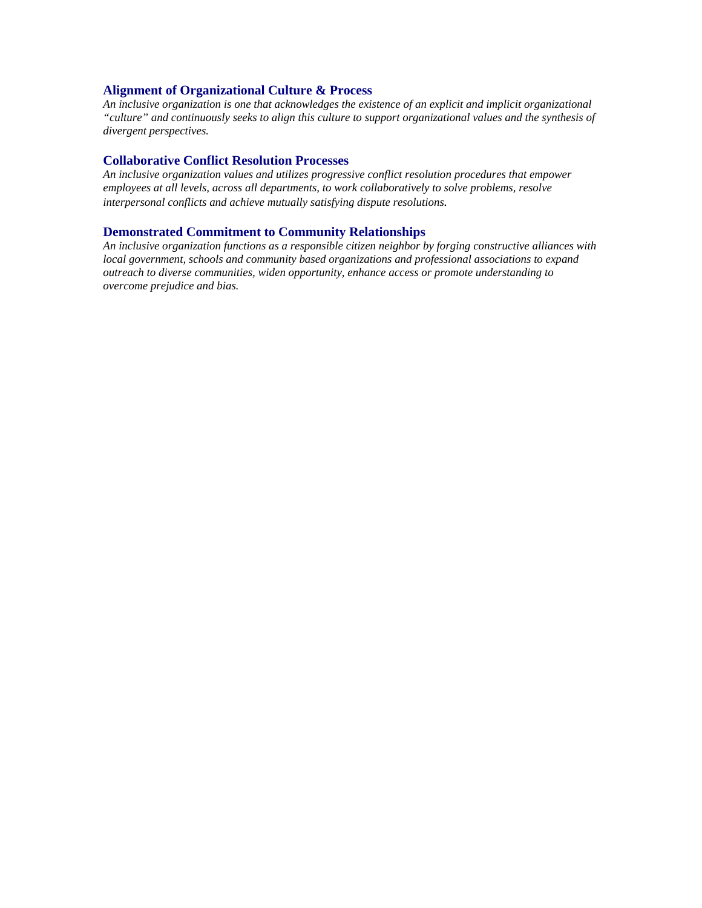### Alignment of Organizational Culture & Process

*An inclusive organization is one that acknowledges the existence of an explicit and implicit organizational "culture" and continuously seeks to align this culture to support organizational values and the synthesis of divergent perspectives.*

### Collaborative Conflict Resolution Processes

*An inclusive organization values and utilizes progressive conflict resolution procedures that empower employees at all levels, across all departments, to work collaboratively to solve problems, resolve interpersonal conflicts and achieve mutually satisfying dispute resolutions.*

### Demonstrated Commitment to Community Relationships

*An inclusive organization functions as a responsible citizen neighbor by forging constructive alliances with local government, schools and community based organizations and professional associations to expand outreach to diverse communities, widen opportunity, enhance access or promote understanding to overcome prejudice and bias.*